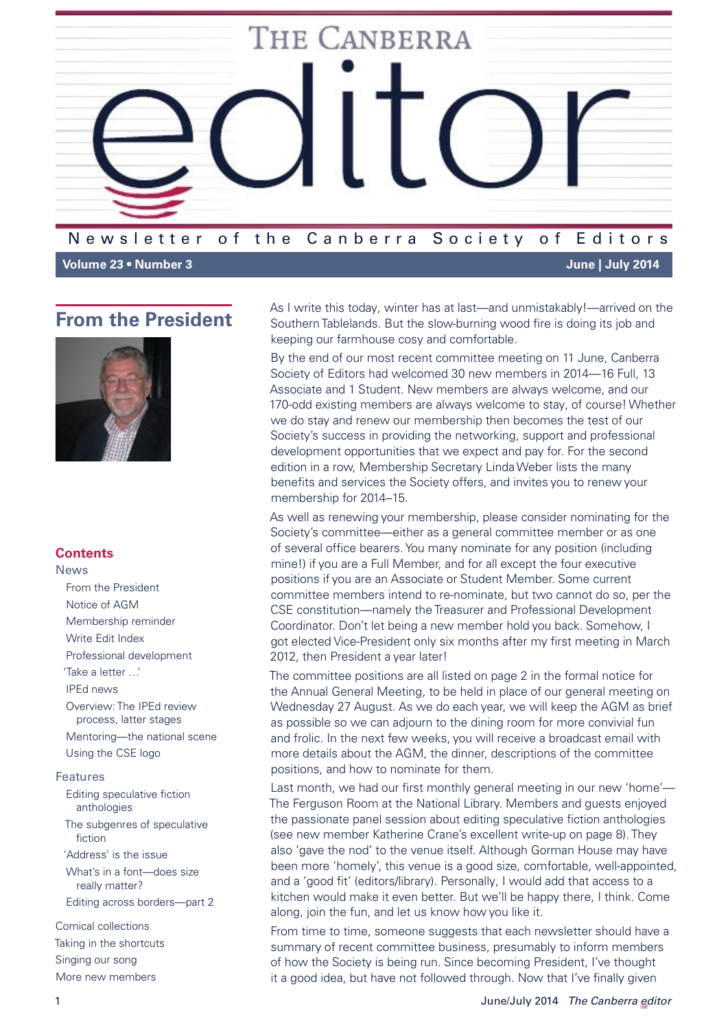# The Canberra editor

Newsletter of the Canberra Society of Editors

**Volume 23 • Number 3** **June | July 2014**

## From the President

As I write this today, winter has at last—and unmistakably!—arrived on the Southern Tablelands. But the slow-burning wood fire is doing its job and keeping our farmhouse cosy and comfortable.

By the end of our most recent committee meeting on 11 June, Canberra Society of Editors had welcomed 30 new members in 2014—16 Full, 13 Associate and 1 Student. New members are always welcome, and our 170-odd existing members are always welcome to stay, of course! Whether we do stay and renew our membership then becomes the test of our Society's success in providing the networking, support and professional development opportunities that we expect and pay for. For the second edition in a row, Membership Secretary Linda Weber lists the many benefits and services the Society offers, and invites you to renew your membership for 2014–15.

As well as renewing your membership, please consider nominating for the Society's committee—either as a general committee member or as one of several office bearers. You many nominate for any position (including mine!) if you are a Full Member, and for all except the four executive positions if you are an Associate or Student Member. Some current committee members intend to re-nominate, but two cannot do so, per the CSE constitution—namely the Treasurer and Professional Development Coordinator. Don't let being a new member hold you back. Somehow, I got elected Vice-President only six months after my first meeting in March 2012, then President a year later!

The committee positions are all listed on page 2 in the formal notice for the Annual General Meeting, to be held in place of our general meeting on Wednesday 27 August. As we do each year, we will keep the AGM as brief as possible so we can adjourn to the dining room for more convivial fun and frolic. In the next few weeks, you will receive a broadcast email with more details about the AGM, the dinner, descriptions of the committee positions, and how to nominate for them.

Last month, we had our first monthly general meeting in our new 'home'—The Ferguson Room at the National Library. Members and guests enjoyed the passionate panel session about editing speculative fiction anthologies (see new member Katherine Crane's excellent write-up on page 8). They also 'gave the nod' to the venue itself. Although Gorman House may have been more 'homely', this venue is a good size, comfortable, well-appointed, and a 'good fit' (editors/library). Personally, I would add that access to a kitchen would make it even better. But we'll be happy there, I think. Come along, join the fun, and let us know how you like it.

From time to time, someone suggests that each newsletter should have a summary of recent committee business, presumably to inform members of how the Society is being run. Since becoming President, I've thought it a good idea, but have not followed through. Now that I've finally given

### Contents

**News**

- From the President
- Notice of AGM
- Membership reminder
- Write Edit Index
- Professional development
- 'Take a letter …'
- IPEd news
- Overview: The IPEd review process, latter stages
- Mentoring—the national scene
- Using the CSE logo

**Features**

- Editing speculative fiction anthologies
- The subgenres of speculative fiction
- 'Address' is the issue
- What's in a font—does size really matter?
- Editing across borders—part 2

Comical collections

Taking in the shortcuts

Singing our song

More new members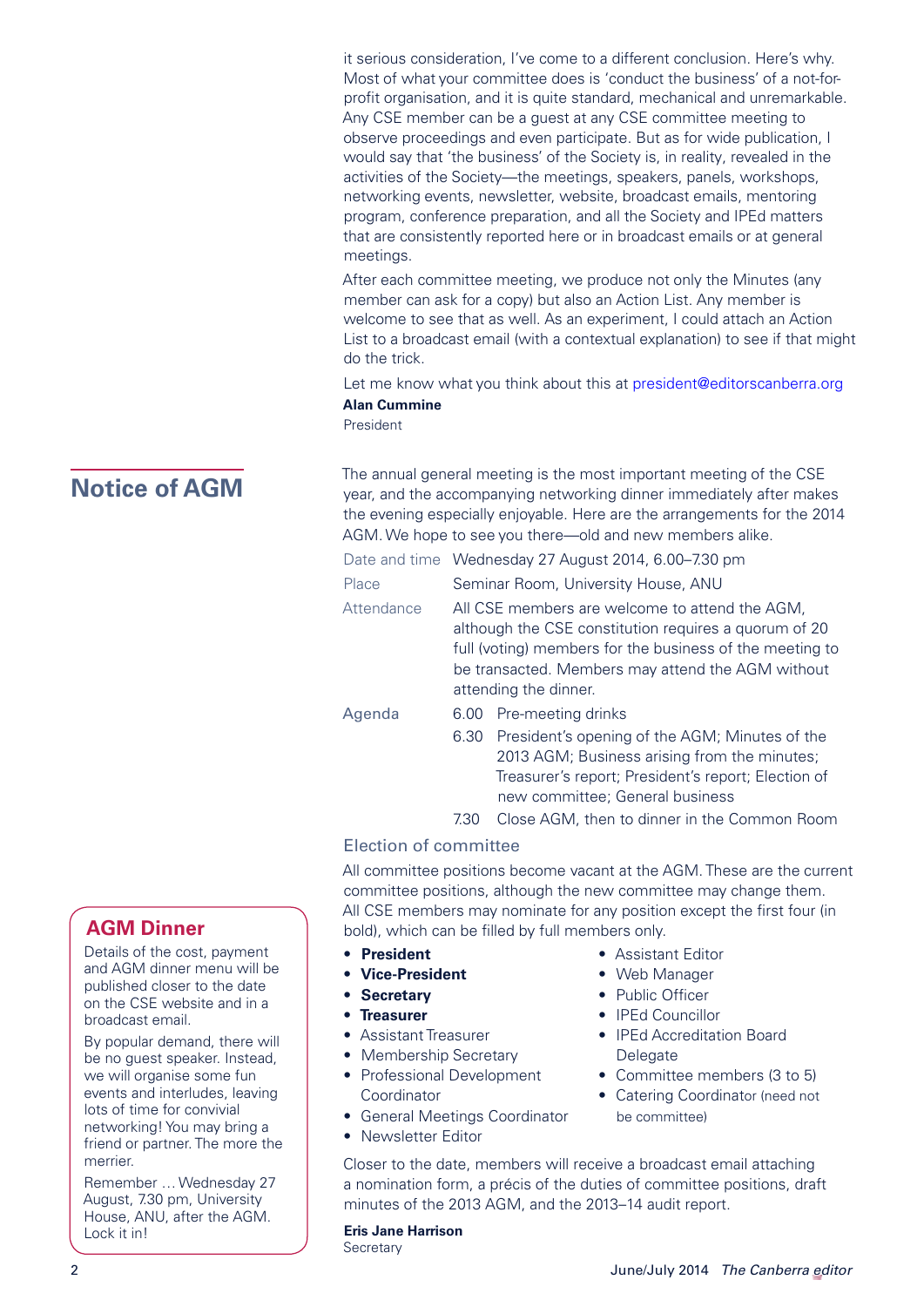it serious consideration, I've come to a different conclusion. Here's why. Most of what your committee does is 'conduct the business' of a not-for-profit organisation, and it is quite standard, mechanical and unremarkable. Any CSE member can be a guest at any CSE committee meeting to observe proceedings and even participate. But as for wide publication, I would say that 'the business' of the Society is, in reality, revealed in the activities of the Society—the meetings, speakers, panels, workshops, networking events, newsletter, website, broadcast emails, mentoring program, conference preparation, and all the Society and IPEd matters that are consistently reported here or in broadcast emails or at general meetings.

After each committee meeting, we produce not only the Minutes (any member can ask for a copy) but also an Action List. Any member is welcome to see that as well. As an experiment, I could attach an Action List to a broadcast email (with a contextual explanation) to see if that might do the trick.

Let me know what you think about this at president@editorscanberra.org

**Alan Cummine**
President

## Notice of AGM

The annual general meeting is the most important meeting of the CSE year, and the accompanying networking dinner immediately after makes the evening especially enjoyable. Here are the arrangements for the 2014 AGM. We hope to see you there—old and new members alike.

| | |
|---|---|
| Date and time | Wednesday 27 August 2014, 6.00–7.30 pm |
| Place | Seminar Room, University House, ANU |
| Attendance | All CSE members are welcome to attend the AGM, although the CSE constitution requires a quorum of 20 full (voting) members for the business of the meeting to be transacted. Members may attend the AGM without attending the dinner. |
| Agenda | 6.00 Pre-meeting drinks<br>6.30 President's opening of the AGM; Minutes of the 2013 AGM; Business arising from the minutes; Treasurer's report; President's report; Election of new committee; General business<br>7.30 Close AGM, then to dinner in the Common Room |

### Election of committee

All committee positions become vacant at the AGM. These are the current committee positions, although the new committee may change them. All CSE members may nominate for any position except the first four (in bold), which can be filled by full members only.

- **President**
- **Vice-President**
- **Secretary**
- **Treasurer**
- Assistant Treasurer
- Membership Secretary
- Professional Development Coordinator
- General Meetings Coordinator
- Newsletter Editor
- Assistant Editor
- Web Manager
- Public Officer
- IPEd Councillor
- IPEd Accreditation Board Delegate
- Committee members (3 to 5)
- Catering Coordinator (need not be committee)

Closer to the date, members will receive a broadcast email attaching a nomination form, a précis of the duties of committee positions, draft minutes of the 2013 AGM, and the 2013–14 audit report.

**Eris Jane Harrison**
Secretary

### AGM Dinner

Details of the cost, payment and AGM dinner menu will be published closer to the date on the CSE website and in a broadcast email.

By popular demand, there will be no guest speaker. Instead, we will organise some fun events and interludes, leaving lots of time for convivial networking! You may bring a friend or partner. The more the merrier.

Remember … Wednesday 27 August, 7.30 pm, University House, ANU, after the AGM. Lock it in!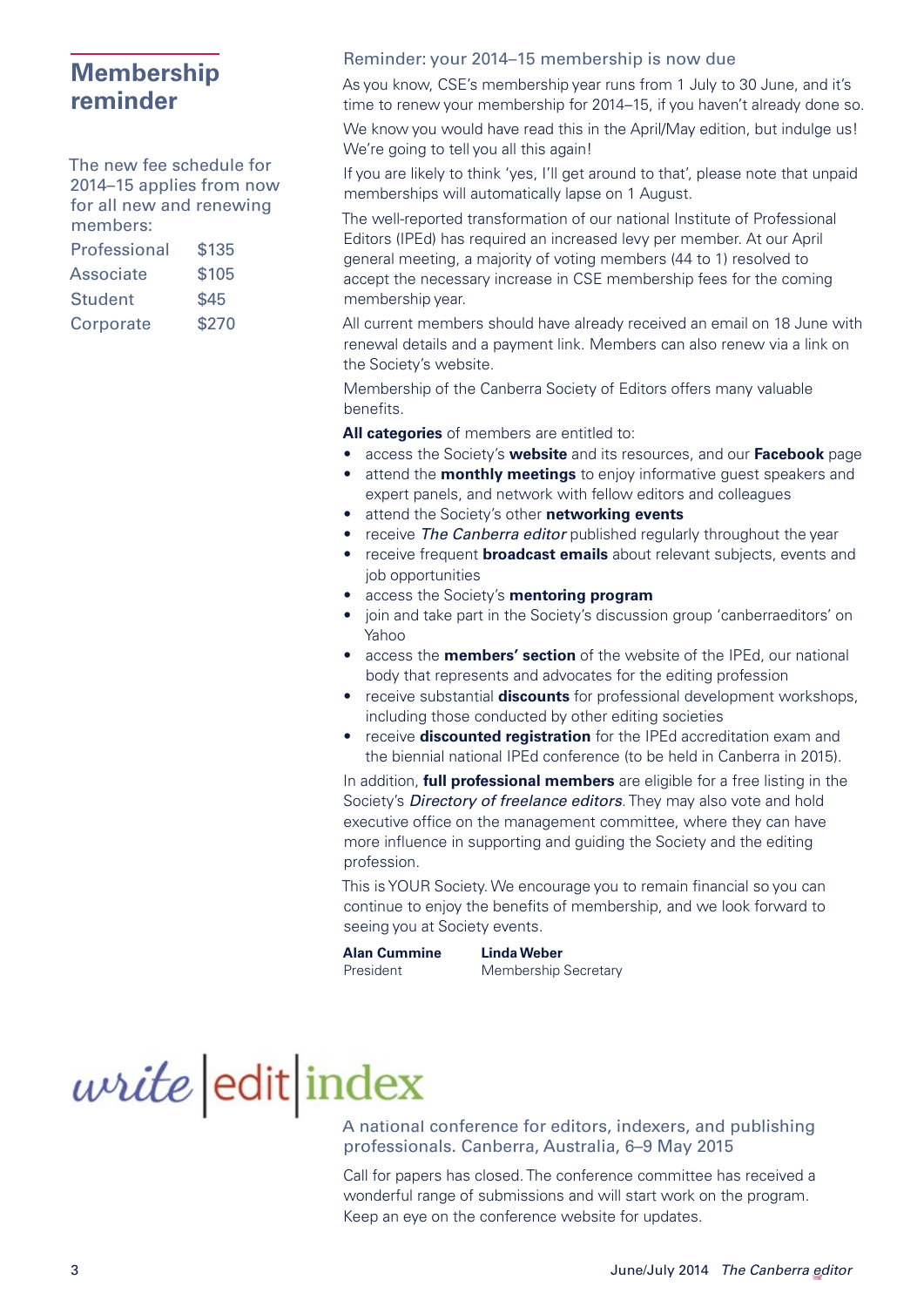# Membership reminder

The new fee schedule for 2014–15 applies from now for all new and renewing members:

| | |
|---|---|
| Professional | $135 |
| Associate | $105 |
| Student | $45 |
| Corporate | $270 |

## Reminder: your 2014–15 membership is now due

As you know, CSE's membership year runs from 1 July to 30 June, and it's time to renew your membership for 2014–15, if you haven't already done so.

We know you would have read this in the April/May edition, but indulge us! We're going to tell you all this again!

If you are likely to think 'yes, I'll get around to that', please note that unpaid memberships will automatically lapse on 1 August.

The well-reported transformation of our national Institute of Professional Editors (IPEd) has required an increased levy per member. At our April general meeting, a majority of voting members (44 to 1) resolved to accept the necessary increase in CSE membership fees for the coming membership year.

All current members should have already received an email on 18 June with renewal details and a payment link. Members can also renew via a link on the Society's website.

Membership of the Canberra Society of Editors offers many valuable benefits.

**All categories** of members are entitled to:

- access the Society's **website** and its resources, and our **Facebook** page
- attend the **monthly meetings** to enjoy informative guest speakers and expert panels, and network with fellow editors and colleagues
- attend the Society's other **networking events**
- receive *The Canberra editor* published regularly throughout the year
- receive frequent **broadcast emails** about relevant subjects, events and job opportunities
- access the Society's **mentoring program**
- join and take part in the Society's discussion group 'canberraeditors' on Yahoo
- access the **members' section** of the website of the IPEd, our national body that represents and advocates for the editing profession
- receive substantial **discounts** for professional development workshops, including those conducted by other editing societies
- receive **discounted registration** for the IPEd accreditation exam and the biennial national IPEd conference (to be held in Canberra in 2015).

In addition, **full professional members** are eligible for a free listing in the Society's *Directory of freelance editors*. They may also vote and hold executive office on the management committee, where they can have more influence in supporting and guiding the Society and the editing profession.

This is YOUR Society. We encourage you to remain financial so you can continue to enjoy the benefits of membership, and we look forward to seeing you at Society events.

**Alan Cummine**
President

**Linda Weber**
Membership Secretary

# write | edit | index

A national conference for editors, indexers, and publishing professionals. Canberra, Australia, 6–9 May 2015

Call for papers has closed. The conference committee has received a wonderful range of submissions and will start work on the program. Keep an eye on the conference website for updates.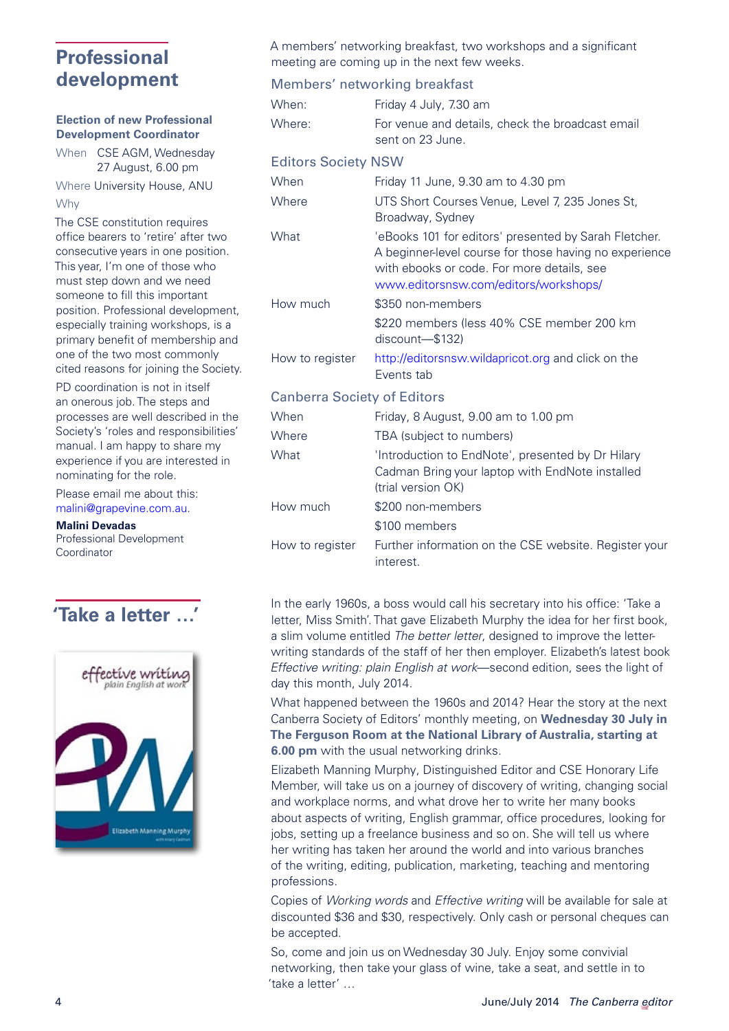# Professional development

### Election of new Professional Development Coordinator

When CSE AGM, Wednesday 27 August, 6.00 pm

Where University House, ANU

Why

The CSE constitution requires office bearers to 'retire' after two consecutive years in one position. This year, I'm one of those who must step down and we need someone to fill this important position. Professional development, especially training workshops, is a primary benefit of membership and one of the two most commonly cited reasons for joining the Society.

PD coordination is not in itself an onerous job. The steps and processes are well described in the Society's 'roles and responsibilities' manual. I am happy to share my experience if you are interested in nominating for the role.

Please email me about this: malini@grapevine.com.au.

**Malini Devadas**
Professional Development Coordinator

A members' networking breakfast, two workshops and a significant meeting are coming up in the next few weeks.

### Members' networking breakfast

| | |
|---|---|
| When: | Friday 4 July, 7.30 am |
| Where: | For venue and details, check the broadcast email sent on 23 June. |

### Editors Society NSW

| | |
|---|---|
| When | Friday 11 June, 9.30 am to 4.30 pm |
| Where | UTS Short Courses Venue, Level 7, 235 Jones St, Broadway, Sydney |
| What | 'eBooks 101 for editors' presented by Sarah Fletcher. A beginner-level course for those having no experience with ebooks or code. For more details, see www.editorsnsw.com/editors/workshops/ |
| How much | $350 non-members<br>$220 members (less 40% CSE member 200 km discount—$132) |
| How to register | http://editorsnsw.wildapricot.org and click on the Events tab |

### Canberra Society of Editors

| | |
|---|---|
| When | Friday, 8 August, 9.00 am to 1.00 pm |
| Where | TBA (subject to numbers) |
| What | 'Introduction to EndNote', presented by Dr Hilary Cadman Bring your laptop with EndNote installed (trial version OK) |
| How much | $200 non-members<br>$100 members |
| How to register | Further information on the CSE website. Register your interest. |

# 'Take a letter …'

In the early 1960s, a boss would call his secretary into his office: 'Take a letter, Miss Smith'. That gave Elizabeth Murphy the idea for her first book, a slim volume entitled *The better letter*, designed to improve the letter-writing standards of the staff of her then employer. Elizabeth's latest book *Effective writing: plain English at work*—second edition, sees the light of day this month, July 2014.

What happened between the 1960s and 2014? Hear the story at the next Canberra Society of Editors' monthly meeting, on **Wednesday 30 July in The Ferguson Room at the National Library of Australia, starting at 6.00 pm** with the usual networking drinks.

Elizabeth Manning Murphy, Distinguished Editor and CSE Honorary Life Member, will take us on a journey of discovery of writing, changing social and workplace norms, and what drove her to write her many books about aspects of writing, English grammar, office procedures, looking for jobs, setting up a freelance business and so on. She will tell us where her writing has taken her around the world and into various branches of the writing, editing, publication, marketing, teaching and mentoring professions.

Copies of *Working words* and *Effective writing* will be available for sale at discounted $36 and $30, respectively. Only cash or personal cheques can be accepted.

So, come and join us on Wednesday 30 July. Enjoy some convivial networking, then take your glass of wine, take a seat, and settle in to 'take a letter' …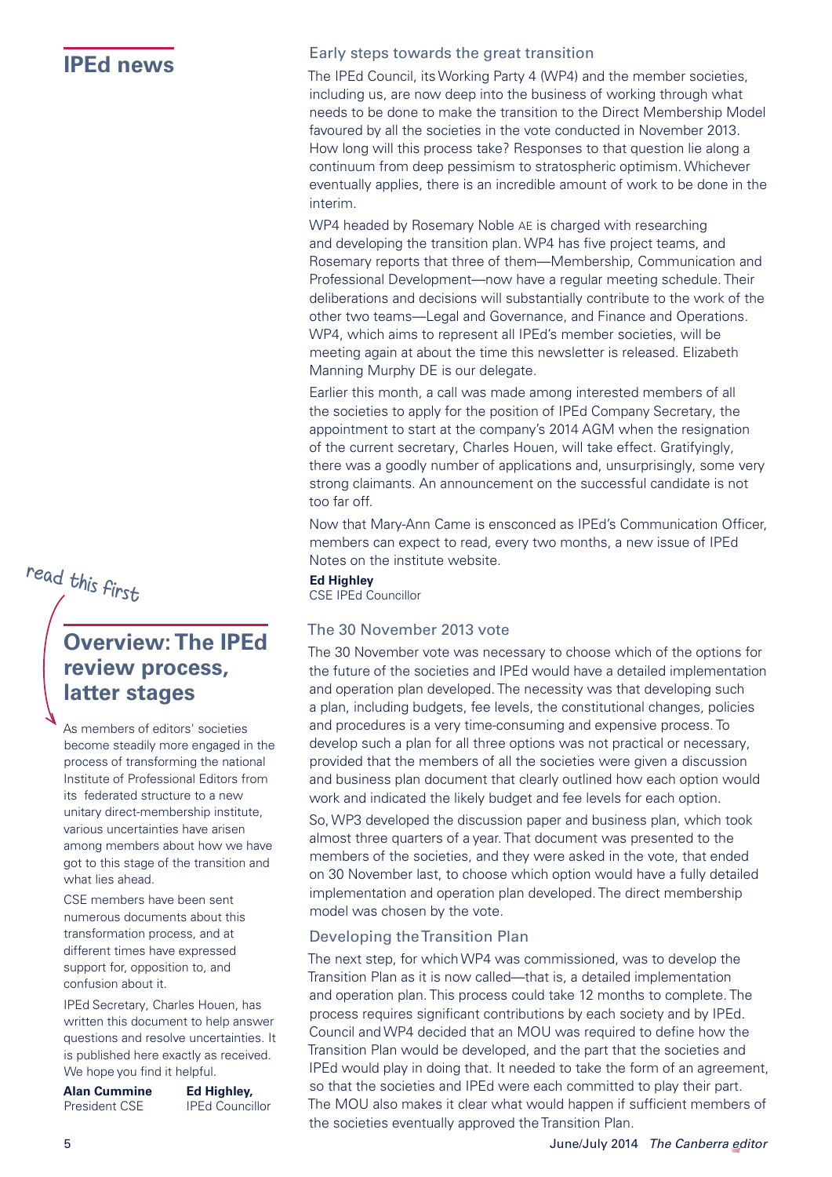## IPEd news

### Early steps towards the great transition

The IPEd Council, its Working Party 4 (WP4) and the member societies, including us, are now deep into the business of working through what needs to be done to make the transition to the Direct Membership Model favoured by all the societies in the vote conducted in November 2013. How long will this process take? Responses to that question lie along a continuum from deep pessimism to stratospheric optimism. Whichever eventually applies, there is an incredible amount of work to be done in the interim.

WP4 headed by Rosemary Noble AE is charged with researching and developing the transition plan. WP4 has five project teams, and Rosemary reports that three of them—Membership, Communication and Professional Development—now have a regular meeting schedule. Their deliberations and decisions will substantially contribute to the work of the other two teams—Legal and Governance, and Finance and Operations. WP4, which aims to represent all IPEd's member societies, will be meeting again at about the time this newsletter is released. Elizabeth Manning Murphy DE is our delegate.

Earlier this month, a call was made among interested members of all the societies to apply for the position of IPEd Company Secretary, the appointment to start at the company's 2014 AGM when the resignation of the current secretary, Charles Houen, will take effect. Gratifyingly, there was a goodly number of applications and, unsurprisingly, some very strong claimants. An announcement on the successful candidate is not too far off.

Now that Mary-Ann Came is ensconced as IPEd's Communication Officer, members can expect to read, every two months, a new issue of IPEd Notes on the institute website.

**Ed Highley**
CSE IPEd Councillor

read this first

## Overview: The IPEd review process, latter stages

As members of editors' societies become steadily more engaged in the process of transforming the national Institute of Professional Editors from its federated structure to a new unitary direct-membership institute, various uncertainties have arisen among members about how we have got to this stage of the transition and what lies ahead.

CSE members have been sent numerous documents about this transformation process, and at different times have expressed support for, opposition to, and confusion about it.

IPEd Secretary, Charles Houen, has written this document to help answer questions and resolve uncertainties. It is published here exactly as received. We hope you find it helpful.

**Alan Cummine**
President CSE

**Ed Highley,**
IPEd Councillor

### The 30 November 2013 vote

The 30 November vote was necessary to choose which of the options for the future of the societies and IPEd would have a detailed implementation and operation plan developed. The necessity was that developing such a plan, including budgets, fee levels, the constitutional changes, policies and procedures is a very time-consuming and expensive process. To develop such a plan for all three options was not practical or necessary, provided that the members of all the societies were given a discussion and business plan document that clearly outlined how each option would work and indicated the likely budget and fee levels for each option.

So, WP3 developed the discussion paper and business plan, which took almost three quarters of a year. That document was presented to the members of the societies, and they were asked in the vote, that ended on 30 November last, to choose which option would have a fully detailed implementation and operation plan developed. The direct membership model was chosen by the vote.

### Developing the Transition Plan

The next step, for which WP4 was commissioned, was to develop the Transition Plan as it is now called—that is, a detailed implementation and operation plan. This process could take 12 months to complete. The process requires significant contributions by each society and by IPEd. Council and WP4 decided that an MOU was required to define how the Transition Plan would be developed, and the part that the societies and IPEd would play in doing that. It needed to take the form of an agreement, so that the societies and IPEd were each committed to play their part. The MOU also makes it clear what would happen if sufficient members of the societies eventually approved the Transition Plan.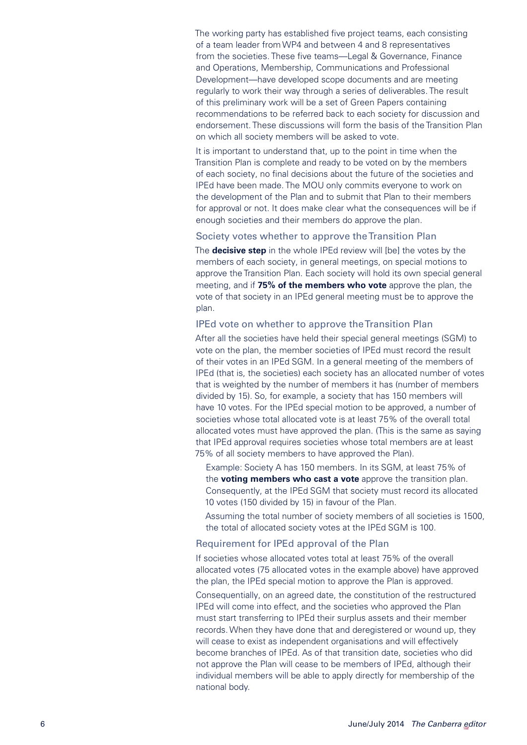The working party has established five project teams, each consisting of a team leader from WP4 and between 4 and 8 representatives from the societies. These five teams—Legal & Governance, Finance and Operations, Membership, Communications and Professional Development—have developed scope documents and are meeting regularly to work their way through a series of deliverables. The result of this preliminary work will be a set of Green Papers containing recommendations to be referred back to each society for discussion and endorsement. These discussions will form the basis of the Transition Plan on which all society members will be asked to vote.

It is important to understand that, up to the point in time when the Transition Plan is complete and ready to be voted on by the members of each society, no final decisions about the future of the societies and IPEd have been made. The MOU only commits everyone to work on the development of the Plan and to submit that Plan to their members for approval or not. It does make clear what the consequences will be if enough societies and their members do approve the plan.

### Society votes whether to approve the Transition Plan

The **decisive step** in the whole IPEd review will [be] the votes by the members of each society, in general meetings, on special motions to approve the Transition Plan. Each society will hold its own special general meeting, and if **75% of the members who vote** approve the plan, the vote of that society in an IPEd general meeting must be to approve the plan.

### IPEd vote on whether to approve the Transition Plan

After all the societies have held their special general meetings (SGM) to vote on the plan, the member societies of IPEd must record the result of their votes in an IPEd SGM. In a general meeting of the members of IPEd (that is, the societies) each society has an allocated number of votes that is weighted by the number of members it has (number of members divided by 15). So, for example, a society that has 150 members will have 10 votes. For the IPEd special motion to be approved, a number of societies whose total allocated vote is at least 75% of the overall total allocated votes must have approved the plan. (This is the same as saying that IPEd approval requires societies whose total members are at least 75% of all society members to have approved the Plan).

> Example: Society A has 150 members. In its SGM, at least 75% of the **voting members who cast a vote** approve the transition plan. Consequently, at the IPEd SGM that society must record its allocated 10 votes (150 divided by 15) in favour of the Plan.
>
> Assuming the total number of society members of all societies is 1500, the total of allocated society votes at the IPEd SGM is 100.

### Requirement for IPEd approval of the Plan

If societies whose allocated votes total at least 75% of the overall allocated votes (75 allocated votes in the example above) have approved the plan, the IPEd special motion to approve the Plan is approved.

Consequentially, on an agreed date, the constitution of the restructured IPEd will come into effect, and the societies who approved the Plan must start transferring to IPEd their surplus assets and their member records. When they have done that and deregistered or wound up, they will cease to exist as independent organisations and will effectively become branches of IPEd. As of that transition date, societies who did not approve the Plan will cease to be members of IPEd, although their individual members will be able to apply directly for membership of the national body.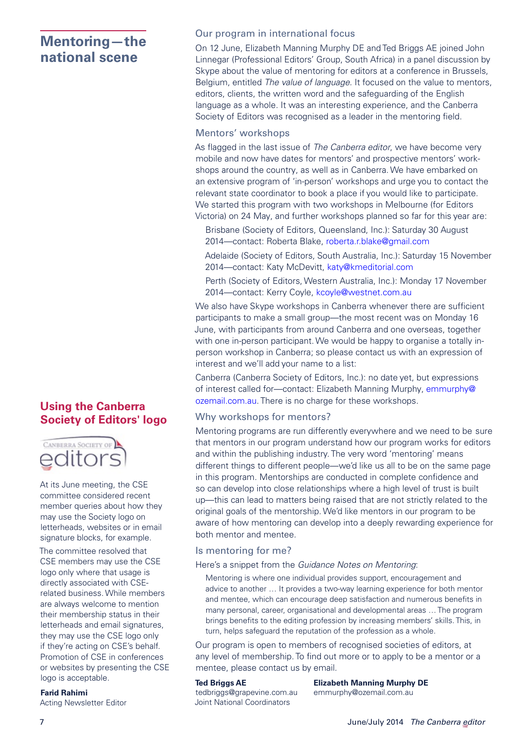# Mentoring—the national scene

## Our program in international focus

On 12 June, Elizabeth Manning Murphy DE and Ted Briggs AE joined John Linnegar (Professional Editors' Group, South Africa) in a panel discussion by Skype about the value of mentoring for editors at a conference in Brussels, Belgium, entitled *The value of language*. It focused on the value to mentors, editors, clients, the written word and the safeguarding of the English language as a whole. It was an interesting experience, and the Canberra Society of Editors was recognised as a leader in the mentoring field.

## Mentors' workshops

As flagged in the last issue of *The Canberra editor*, we have become very mobile and now have dates for mentors' and prospective mentors' workshops around the country, as well as in Canberra. We have embarked on an extensive program of 'in-person' workshops and urge you to contact the relevant state coordinator to book a place if you would like to participate. We started this program with two workshops in Melbourne (for Editors Victoria) on 24 May, and further workshops planned so far for this year are:

> Brisbane (Society of Editors, Queensland, Inc.): Saturday 30 August 2014—contact: Roberta Blake, roberta.r.blake@gmail.com
>
> Adelaide (Society of Editors, South Australia, Inc.): Saturday 15 November 2014—contact: Katy McDevitt, katy@kmeditorial.com
>
> Perth (Society of Editors, Western Australia, Inc.): Monday 17 November 2014—contact: Kerry Coyle, kcoyle@westnet.com.au

We also have Skype workshops in Canberra whenever there are sufficient participants to make a small group—the most recent was on Monday 16 June, with participants from around Canberra and one overseas, together with one in-person participant. We would be happy to organise a totally in-person workshop in Canberra; so please contact us with an expression of interest and we'll add your name to a list:

Canberra (Canberra Society of Editors, Inc.): no date yet, but expressions of interest called for—contact: Elizabeth Manning Murphy, emmurphy@ozemail.com.au. There is no charge for these workshops.

## Why workshops for mentors?

Mentoring programs are run differently everywhere and we need to be sure that mentors in our program understand how our program works for editors and within the publishing industry. The very word 'mentoring' means different things to different people—we'd like us all to be on the same page in this program. Mentorships are conducted in complete confidence and so can develop into close relationships where a high level of trust is built up—this can lead to matters being raised that are not strictly related to the original goals of the mentorship. We'd like mentors in our program to be aware of how mentoring can develop into a deeply rewarding experience for both mentor and mentee.

## Is mentoring for me?

Here's a snippet from the *Guidance Notes on Mentoring*:

> Mentoring is where one individual provides support, encouragement and advice to another … It provides a two-way learning experience for both mentor and mentee, which can encourage deep satisfaction and numerous benefits in many personal, career, organisational and developmental areas … The program brings benefits to the editing profession by increasing members' skills. This, in turn, helps safeguard the reputation of the profession as a whole.

Our program is open to members of recognised societies of editors, at any level of membership. To find out more or to apply to be a mentor or a mentee, please contact us by email.

**Ted Briggs AE**
tedbriggs@grapevine.com.au

**Elizabeth Manning Murphy DE**
emmurphy@ozemail.com.au

Joint National Coordinators

# Using the Canberra Society of Editors' logo

At its June meeting, the CSE committee considered recent member queries about how they may use the Society logo on letterheads, websites or in email signature blocks, for example.

The committee resolved that CSE members may use the CSE logo only where that usage is directly associated with CSE-related business. While members are always welcome to mention their membership status in their letterheads and email signatures, they may use the CSE logo only if they're acting on CSE's behalf. Promotion of CSE in conferences or websites by presenting the CSE logo is acceptable.

**Farid Rahimi**
Acting Newsletter Editor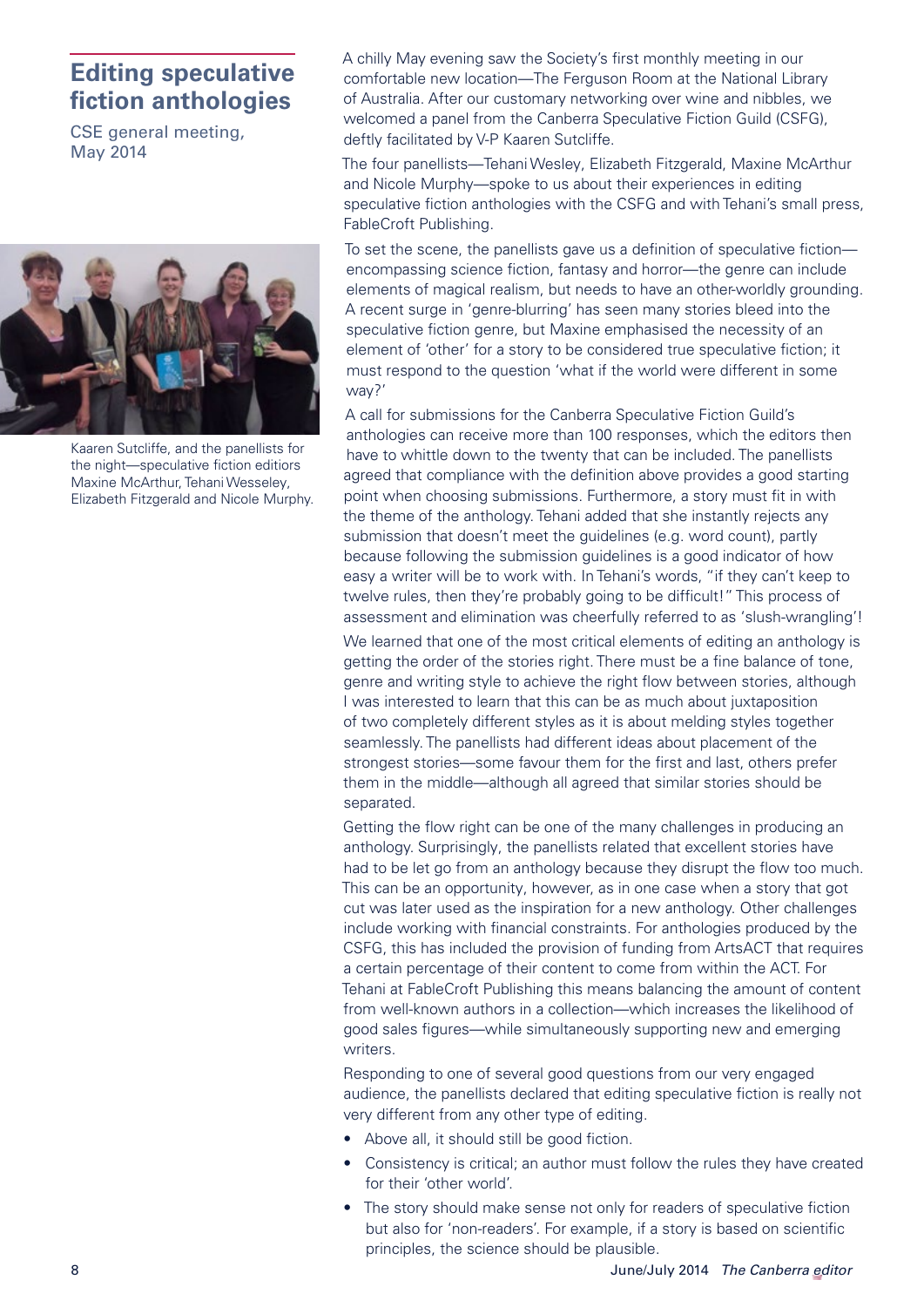# Editing speculative fiction anthologies

CSE general meeting, May 2014

Kaaren Sutcliffe, and the panellists for the night—speculative fiction editiors Maxine McArthur, Tehani Wesseley, Elizabeth Fitzgerald and Nicole Murphy.

A chilly May evening saw the Society's first monthly meeting in our comfortable new location—The Ferguson Room at the National Library of Australia. After our customary networking over wine and nibbles, we welcomed a panel from the Canberra Speculative Fiction Guild (CSFG), deftly facilitated by V-P Kaaren Sutcliffe.

The four panellists—Tehani Wesley, Elizabeth Fitzgerald, Maxine McArthur and Nicole Murphy—spoke to us about their experiences in editing speculative fiction anthologies with the CSFG and with Tehani's small press, FableCroft Publishing.

To set the scene, the panellists gave us a definition of speculative fiction—encompassing science fiction, fantasy and horror—the genre can include elements of magical realism, but needs to have an other-worldly grounding. A recent surge in 'genre-blurring' has seen many stories bleed into the speculative fiction genre, but Maxine emphasised the necessity of an element of 'other' for a story to be considered true speculative fiction; it must respond to the question 'what if the world were different in some way?'

A call for submissions for the Canberra Speculative Fiction Guild's anthologies can receive more than 100 responses, which the editors then have to whittle down to the twenty that can be included. The panellists agreed that compliance with the definition above provides a good starting point when choosing submissions. Furthermore, a story must fit in with the theme of the anthology. Tehani added that she instantly rejects any submission that doesn't meet the guidelines (e.g. word count), partly because following the submission guidelines is a good indicator of how easy a writer will be to work with. In Tehani's words, "if they can't keep to twelve rules, then they're probably going to be difficult!" This process of assessment and elimination was cheerfully referred to as 'slush-wrangling'!

We learned that one of the most critical elements of editing an anthology is getting the order of the stories right. There must be a fine balance of tone, genre and writing style to achieve the right flow between stories, although I was interested to learn that this can be as much about juxtaposition of two completely different styles as it is about melding styles together seamlessly. The panellists had different ideas about placement of the strongest stories—some favour them for the first and last, others prefer them in the middle—although all agreed that similar stories should be separated.

Getting the flow right can be one of the many challenges in producing an anthology. Surprisingly, the panellists related that excellent stories have had to be let go from an anthology because they disrupt the flow too much. This can be an opportunity, however, as in one case when a story that got cut was later used as the inspiration for a new anthology. Other challenges include working with financial constraints. For anthologies produced by the CSFG, this has included the provision of funding from ArtsACT that requires a certain percentage of their content to come from within the ACT. For Tehani at FableCroft Publishing this means balancing the amount of content from well-known authors in a collection—which increases the likelihood of good sales figures—while simultaneously supporting new and emerging writers.

Responding to one of several good questions from our very engaged audience, the panellists declared that editing speculative fiction is really not very different from any other type of editing.

- Above all, it should still be good fiction.
- Consistency is critical; an author must follow the rules they have created for their 'other world'.
- The story should make sense not only for readers of speculative fiction but also for 'non-readers'. For example, if a story is based on scientific principles, the science should be plausible.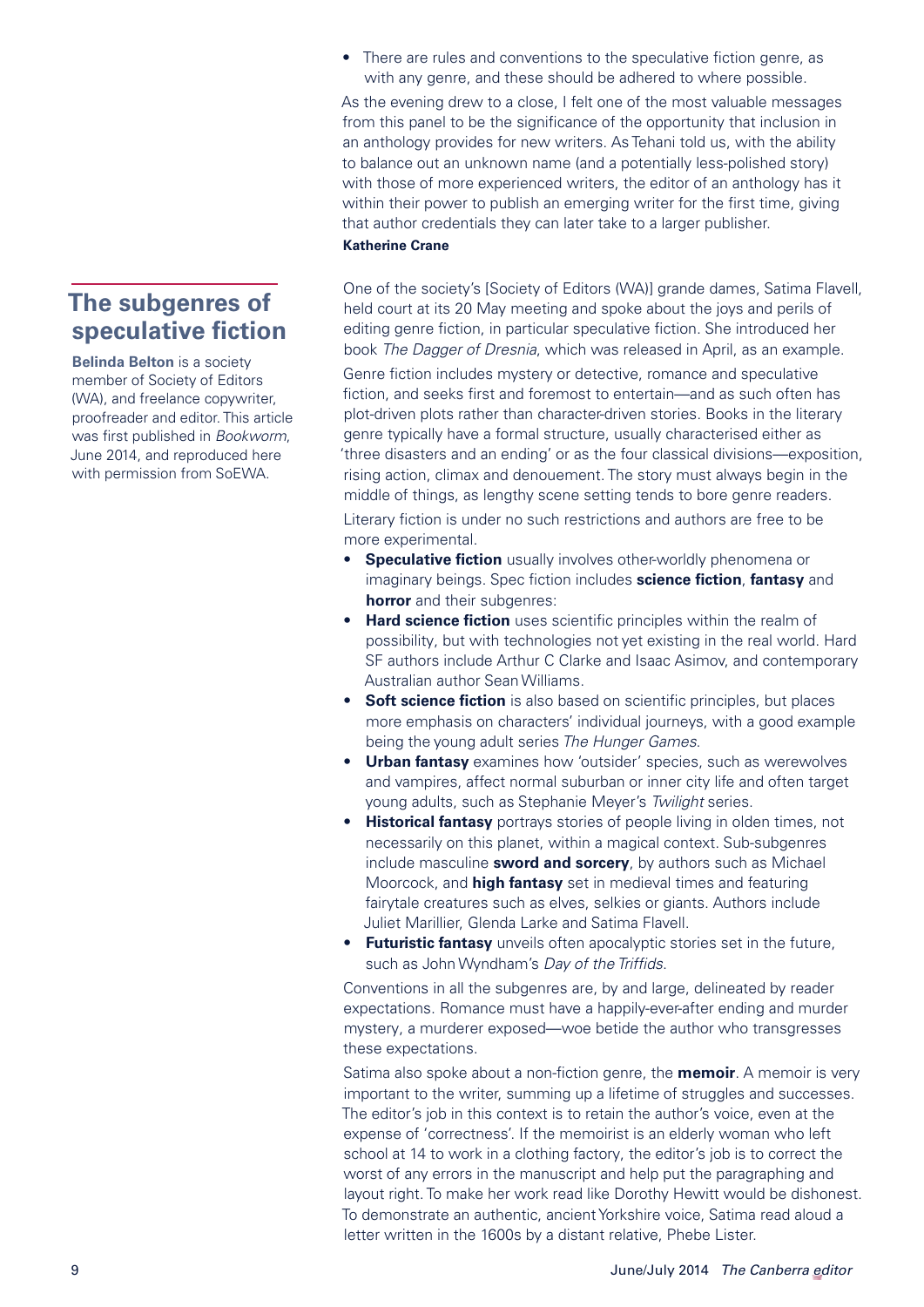- There are rules and conventions to the speculative fiction genre, as with any genre, and these should be adhered to where possible.

As the evening drew to a close, I felt one of the most valuable messages from this panel to be the significance of the opportunity that inclusion in an anthology provides for new writers. As Tehani told us, with the ability to balance out an unknown name (and a potentially less-polished story) with those of more experienced writers, the editor of an anthology has it within their power to publish an emerging writer for the first time, giving that author credentials they can later take to a larger publisher.

**Katherine Crane**

## The subgenres of speculative fiction

**Belinda Belton** is a society member of Society of Editors (WA), and freelance copywriter, proofreader and editor. This article was first published in *Bookworm*, June 2014, and reproduced here with permission from SoEWA.

One of the society's [Society of Editors (WA)] grande dames, Satima Flavell, held court at its 20 May meeting and spoke about the joys and perils of editing genre fiction, in particular speculative fiction. She introduced her book *The Dagger of Dresnia*, which was released in April, as an example.

Genre fiction includes mystery or detective, romance and speculative fiction, and seeks first and foremost to entertain—and as such often has plot-driven plots rather than character-driven stories. Books in the literary genre typically have a formal structure, usually characterised either as 'three disasters and an ending' or as the four classical divisions—exposition, rising action, climax and denouement. The story must always begin in the middle of things, as lengthy scene setting tends to bore genre readers.

Literary fiction is under no such restrictions and authors are free to be more experimental.

- **Speculative fiction** usually involves other-worldly phenomena or imaginary beings. Spec fiction includes **science fiction**, **fantasy** and **horror** and their subgenres:
- **Hard science fiction** uses scientific principles within the realm of possibility, but with technologies not yet existing in the real world. Hard SF authors include Arthur C Clarke and Isaac Asimov, and contemporary Australian author Sean Williams.
- **Soft science fiction** is also based on scientific principles, but places more emphasis on characters' individual journeys, with a good example being the young adult series *The Hunger Games*.
- **Urban fantasy** examines how 'outsider' species, such as werewolves and vampires, affect normal suburban or inner city life and often target young adults, such as Stephanie Meyer's *Twilight* series.
- **Historical fantasy** portrays stories of people living in olden times, not necessarily on this planet, within a magical context. Sub-subgenres include masculine **sword and sorcery**, by authors such as Michael Moorcock, and **high fantasy** set in medieval times and featuring fairytale creatures such as elves, selkies or giants. Authors include Juliet Marillier, Glenda Larke and Satima Flavell.
- **Futuristic fantasy** unveils often apocalyptic stories set in the future, such as John Wyndham's *Day of the Triffids*.

Conventions in all the subgenres are, by and large, delineated by reader expectations. Romance must have a happily-ever-after ending and murder mystery, a murderer exposed—woe betide the author who transgresses these expectations.

Satima also spoke about a non-fiction genre, the **memoir**. A memoir is very important to the writer, summing up a lifetime of struggles and successes. The editor's job in this context is to retain the author's voice, even at the expense of 'correctness'. If the memoirist is an elderly woman who left school at 14 to work in a clothing factory, the editor's job is to correct the worst of any errors in the manuscript and help put the paragraphing and layout right. To make her work read like Dorothy Hewitt would be dishonest. To demonstrate an authentic, ancient Yorkshire voice, Satima read aloud a letter written in the 1600s by a distant relative, Phebe Lister.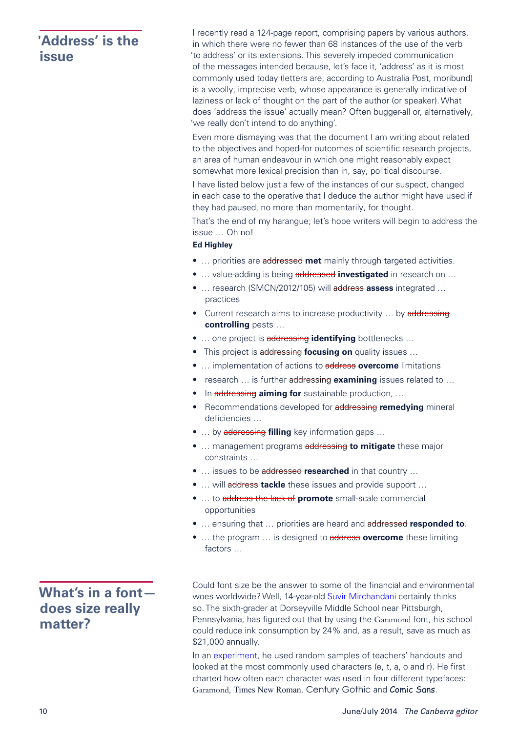## 'Address' is the issue

I recently read a 124-page report, comprising papers by various authors, in which there were no fewer than 68 instances of the use of the verb 'to address' or its extensions. This severely impeded communication of the messages intended because, let's face it, 'address' as it is most commonly used today (letters are, according to Australia Post, moribund) is a woolly, imprecise verb, whose appearance is generally indicative of laziness or lack of thought on the part of the author (or speaker). What does 'address the issue' actually mean? Often bugger-all or, alternatively, 'we really don't intend to do anything'.

Even more dismaying was that the document I am writing about related to the objectives and hoped-for outcomes of scientific research projects, an area of human endeavour in which one might reasonably expect somewhat more lexical precision than in, say, political discourse.

I have listed below just a few of the instances of our suspect, changed in each case to the operative that I deduce the author might have used if they had paused, no more than momentarily, for thought.

That's the end of my harangue; let's hope writers will begin to address the issue … Oh no!

**Ed Highley**

- … priorities are ~~addressed~~ **met** mainly through targeted activities.
- … value-adding is being ~~addressed~~ **investigated** in research on …
- … research (SMCN/2012/105) will ~~address~~ **assess** integrated … practices
- Current research aims to increase productivity … by ~~addressing~~ **controlling** pests …
- … one project is ~~addressing~~ **identifying** bottlenecks …
- This project is ~~addressing~~ **focusing on** quality issues …
- … implementation of actions to ~~address~~ **overcome** limitations
- research … is further ~~addressing~~ **examining** issues related to …
- In ~~addressing~~ **aiming for** sustainable production, …
- Recommendations developed for ~~addressing~~ **remedying** mineral deficiencies …
- … by ~~addressing~~ **filling** key information gaps …
- … management programs ~~addressing~~ **to mitigate** these major constraints …
- … issues to be ~~addressed~~ **researched** in that country …
- … will ~~address~~ **tackle** these issues and provide support …
- … to ~~address the lack of~~ **promote** small-scale commercial opportunities
- … ensuring that … priorities are heard and ~~addressed~~ **responded to**.
- … the program … is designed to ~~address~~ **overcome** these limiting factors …

## What's in a font—does size really matter?

Could font size be the answer to some of the financial and environmental woes worldwide? Well, 14-year-old Suvir Mirchandani certainly thinks so. The sixth-grader at Dorseyville Middle School near Pittsburgh, Pennsylvania, has figured out that by using the Garamond font, his school could reduce ink consumption by 24% and, as a result, save as much as $21,000 annually.

In an experiment, he used random samples of teachers' handouts and looked at the most commonly used characters (e, t, a, o and r). He first charted how often each character was used in four different typefaces: Garamond, Times New Roman, Century Gothic and Comic Sans.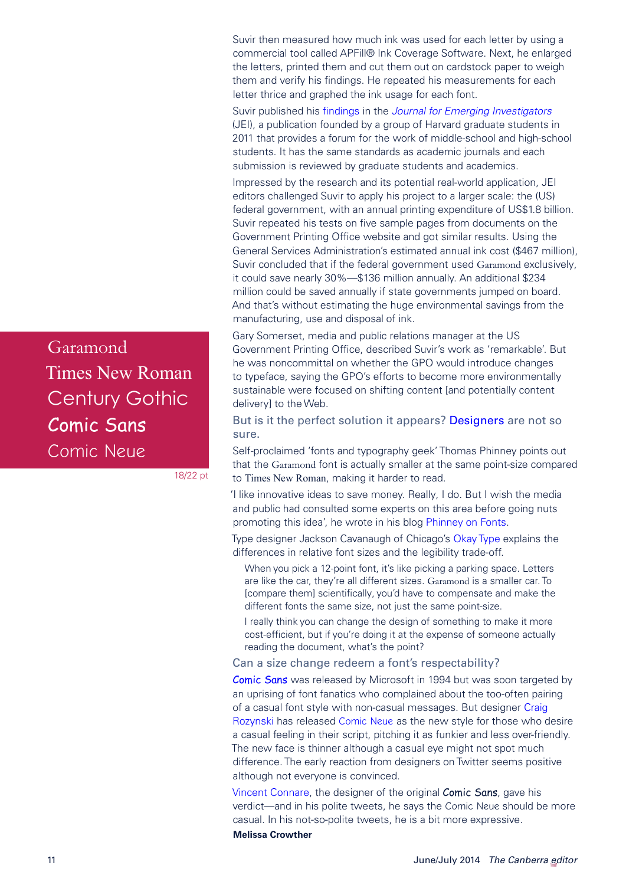Suvir then measured how much ink was used for each letter by using a commercial tool called APFill® Ink Coverage Software. Next, he enlarged the letters, printed them and cut them out on cardstock paper to weigh them and verify his findings. He repeated his measurements for each letter thrice and graphed the ink usage for each font.

Suvir published his findings in the *Journal for Emerging Investigators* (JEI), a publication founded by a group of Harvard graduate students in 2011 that provides a forum for the work of middle-school and high-school students. It has the same standards as academic journals and each submission is reviewed by graduate students and academics.

Impressed by the research and its potential real-world application, JEI editors challenged Suvir to apply his project to a larger scale: the (US) federal government, with an annual printing expenditure of US$1.8 billion. Suvir repeated his tests on five sample pages from documents on the Government Printing Office website and got similar results. Using the General Services Administration's estimated annual ink cost ($467 million), Suvir concluded that if the federal government used Garamond exclusively, it could save nearly 30%—$136 million annually. An additional $234 million could be saved annually if state governments jumped on board. And that's without estimating the huge environmental savings from the manufacturing, use and disposal of ink.

Gary Somerset, media and public relations manager at the US Government Printing Office, described Suvir's work as 'remarkable'. But he was noncommittal on whether the GPO would introduce changes to typeface, saying the GPO's efforts to become more environmentally sustainable were focused on shifting content [and potentially content delivery] to the Web.

Garamond
Times New Roman
Century Gothic
Comic Sans
Comic Neue

18/22 pt

### But is it the perfect solution it appears? Designers are not so sure.

Self-proclaimed 'fonts and typography geek' Thomas Phinney points out that the Garamond font is actually smaller at the same point-size compared to Times New Roman, making it harder to read.

'I like innovative ideas to save money. Really, I do. But I wish the media and public had consulted some experts on this area before going nuts promoting this idea', he wrote in his blog Phinney on Fonts.

Type designer Jackson Cavanaugh of Chicago's Okay Type explains the differences in relative font sizes and the legibility trade-off.

> When you pick a 12-point font, it's like picking a parking space. Letters are like the car, they're all different sizes. Garamond is a smaller car. To [compare them] scientifically, you'd have to compensate and make the different fonts the same size, not just the same point-size.
>
> I really think you can change the design of something to make it more cost-efficient, but if you're doing it at the expense of someone actually reading the document, what's the point?

### Can a size change redeem a font's respectability?

Comic Sans was released by Microsoft in 1994 but was soon targeted by an uprising of font fanatics who complained about the too-often pairing of a casual font style with non-casual messages. But designer Craig Rozynski has released Comic Neue as the new style for those who desire a casual feeling in their script, pitching it as funkier and less over-friendly. The new face is thinner although a casual eye might not spot much difference. The early reaction from designers on Twitter seems positive although not everyone is convinced.

Vincent Connare, the designer of the original **Comic Sans**, gave his verdict—and in his polite tweets, he says the Comic Neue should be more casual. In his not-so-polite tweets, he is a bit more expressive.

**Melissa Crowther**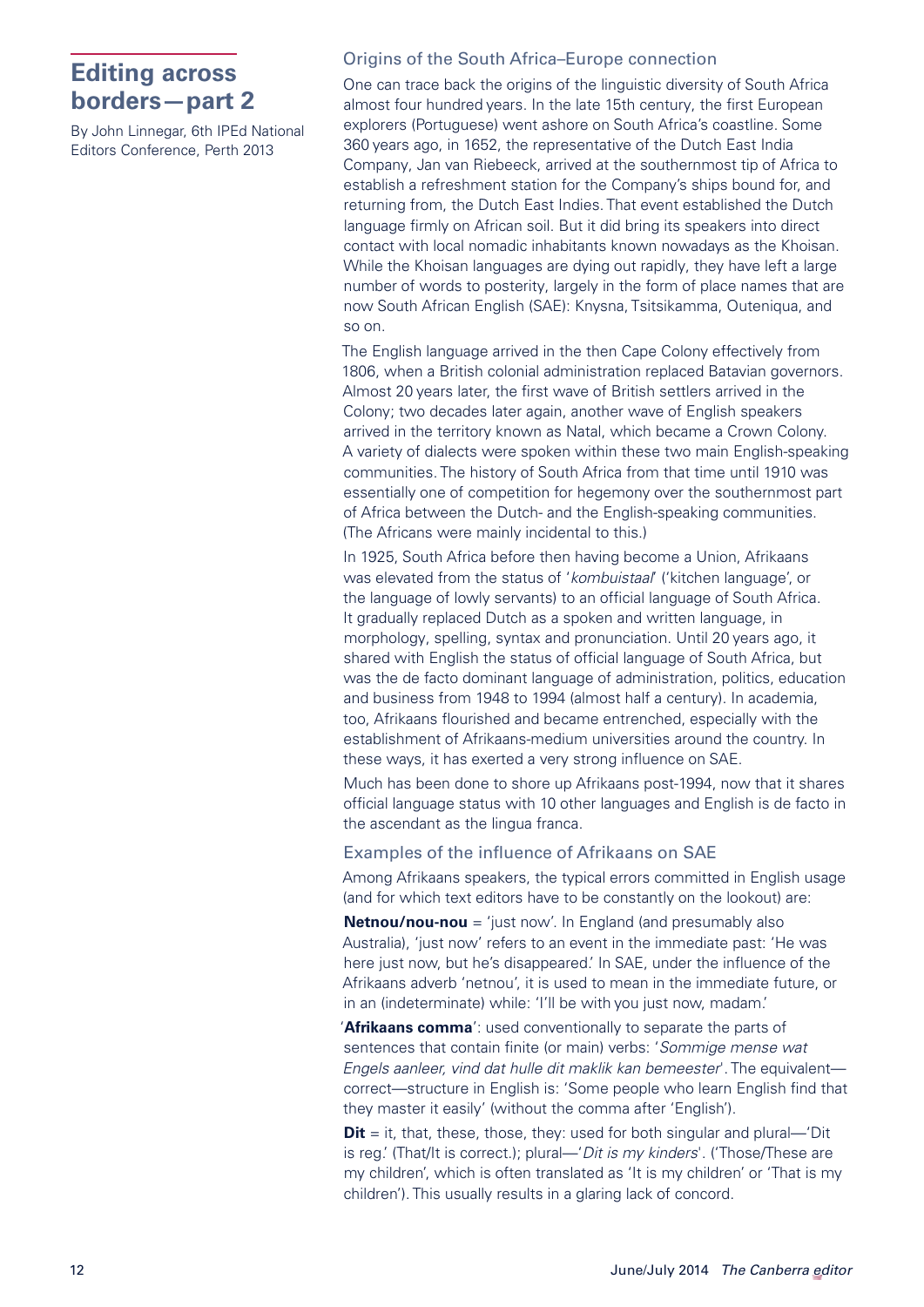# Editing across borders—part 2

By John Linnegar, 6th IPEd National Editors Conference, Perth 2013

## Origins of the South Africa–Europe connection

One can trace back the origins of the linguistic diversity of South Africa almost four hundred years. In the late 15th century, the first European explorers (Portuguese) went ashore on South Africa's coastline. Some 360 years ago, in 1652, the representative of the Dutch East India Company, Jan van Riebeeck, arrived at the southernmost tip of Africa to establish a refreshment station for the Company's ships bound for, and returning from, the Dutch East Indies. That event established the Dutch language firmly on African soil. But it did bring its speakers into direct contact with local nomadic inhabitants known nowadays as the Khoisan. While the Khoisan languages are dying out rapidly, they have left a large number of words to posterity, largely in the form of place names that are now South African English (SAE): Knysna, Tsitsikamma, Outeniqua, and so on.

The English language arrived in the then Cape Colony effectively from 1806, when a British colonial administration replaced Batavian governors. Almost 20 years later, the first wave of British settlers arrived in the Colony; two decades later again, another wave of English speakers arrived in the territory known as Natal, which became a Crown Colony. A variety of dialects were spoken within these two main English-speaking communities. The history of South Africa from that time until 1910 was essentially one of competition for hegemony over the southernmost part of Africa between the Dutch- and the English-speaking communities. (The Africans were mainly incidental to this.)

In 1925, South Africa before then having become a Union, Afrikaans was elevated from the status of '*kombuistaal*' ('kitchen language', or the language of lowly servants) to an official language of South Africa. It gradually replaced Dutch as a spoken and written language, in morphology, spelling, syntax and pronunciation. Until 20 years ago, it shared with English the status of official language of South Africa, but was the de facto dominant language of administration, politics, education and business from 1948 to 1994 (almost half a century). In academia, too, Afrikaans flourished and became entrenched, especially with the establishment of Afrikaans-medium universities around the country. In these ways, it has exerted a very strong influence on SAE.

Much has been done to shore up Afrikaans post-1994, now that it shares official language status with 10 other languages and English is de facto in the ascendant as the lingua franca.

## Examples of the influence of Afrikaans on SAE

Among Afrikaans speakers, the typical errors committed in English usage (and for which text editors have to be constantly on the lookout) are:

**Netnou/nou-nou** = 'just now'. In England (and presumably also Australia), 'just now' refers to an event in the immediate past: 'He was here just now, but he's disappeared.' In SAE, under the influence of the Afrikaans adverb 'netnou', it is used to mean in the immediate future, or in an (indeterminate) while: 'I'll be with you just now, madam.'

'**Afrikaans comma**': used conventionally to separate the parts of sentences that contain finite (or main) verbs: '*Sommige mense wat Engels aanleer, vind dat hulle dit maklik kan bemeester*'. The equivalent—correct—structure in English is: 'Some people who learn English find that they master it easily' (without the comma after 'English').

**Dit** = it, that, these, those, they: used for both singular and plural—'Dit is reg.' (That/It is correct.); plural—'*Dit is my kinders*'. ('Those/These are my children', which is often translated as 'It is my children' or 'That is my children'). This usually results in a glaring lack of concord.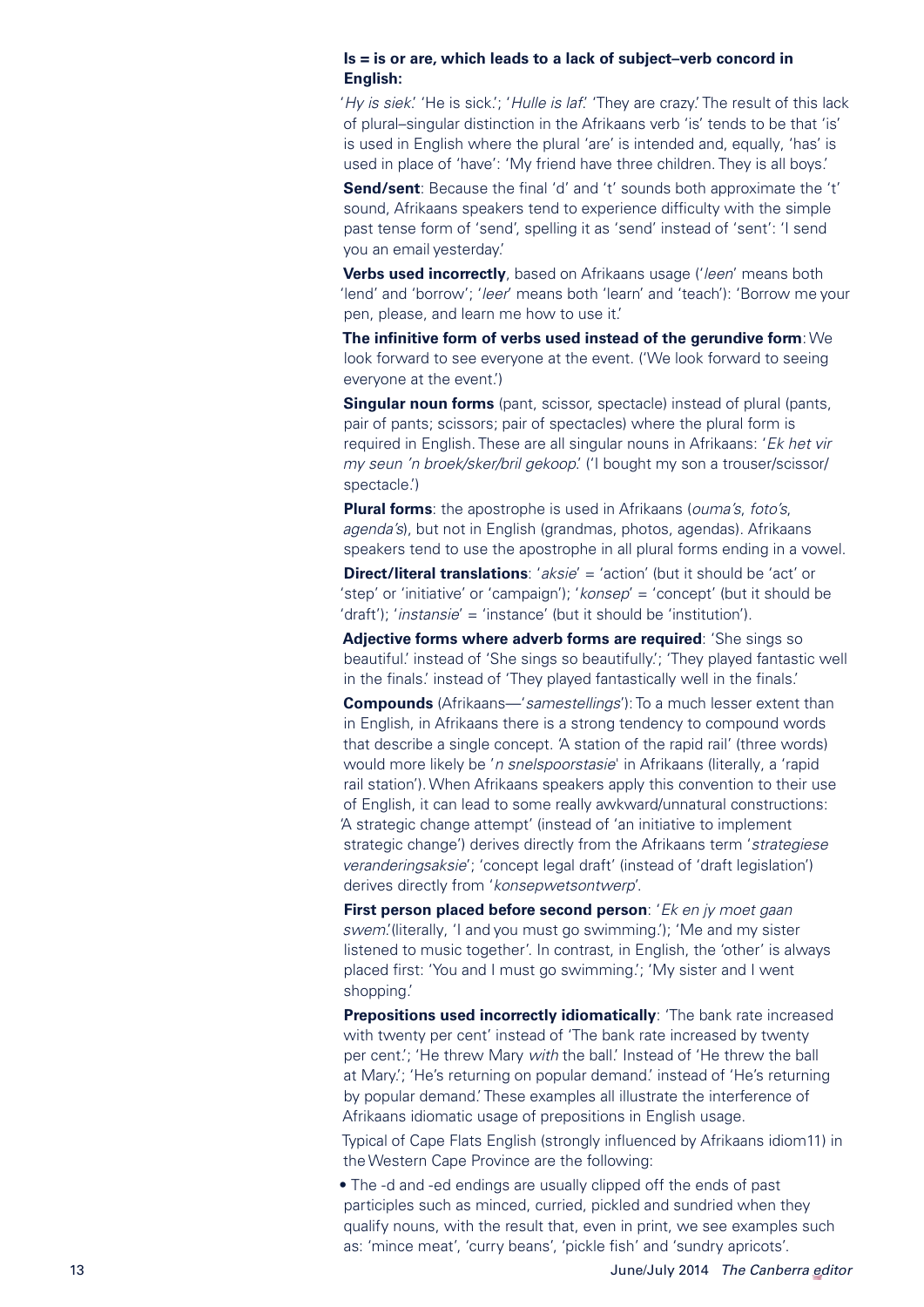**Is = is or are, which leads to a lack of subject–verb concord in English:**

'*Hy is siek*.' 'He is sick.'; '*Hulle is laf*.' 'They are crazy.' The result of this lack of plural–singular distinction in the Afrikaans verb 'is' tends to be that 'is' is used in English where the plural 'are' is intended and, equally, 'has' is used in place of 'have': 'My friend have three children. They is all boys.'

**Send/sent**: Because the final 'd' and 't' sounds both approximate the 't' sound, Afrikaans speakers tend to experience difficulty with the simple past tense form of 'send', spelling it as 'send' instead of 'sent': 'I send you an email yesterday.'

**Verbs used incorrectly**, based on Afrikaans usage ('*leen*' means both 'lend' and 'borrow'; '*leer*' means both 'learn' and 'teach'): 'Borrow me your pen, please, and learn me how to use it.'

**The infinitive form of verbs used instead of the gerundive form**: We look forward to see everyone at the event. ('We look forward to seeing everyone at the event.')

**Singular noun forms** (pant, scissor, spectacle) instead of plural (pants, pair of pants; scissors; pair of spectacles) where the plural form is required in English. These are all singular nouns in Afrikaans: '*Ek het vir my seun 'n broek/sker/bril gekoop*.' ('I bought my son a trouser/scissor/spectacle.')

**Plural forms**: the apostrophe is used in Afrikaans (*ouma's*, *foto's*, *agenda's*), but not in English (grandmas, photos, agendas). Afrikaans speakers tend to use the apostrophe in all plural forms ending in a vowel.

**Direct/literal translations**: '*aksie*' = 'action' (but it should be 'act' or 'step' or 'initiative' or 'campaign'); '*konsep*' = 'concept' (but it should be 'draft'); '*instansie*' = 'instance' (but it should be 'institution').

**Adjective forms where adverb forms are required**: 'She sings so beautiful.' instead of 'She sings so beautifully.'; 'They played fantastic well in the finals.' instead of 'They played fantastically well in the finals.'

**Compounds** (Afrikaans—'*samestellings*'): To a much lesser extent than in English, in Afrikaans there is a strong tendency to compound words that describe a single concept. 'A station of the rapid rail' (three words) would more likely be '*n snelspoorstasie*' in Afrikaans (literally, a 'rapid rail station'). When Afrikaans speakers apply this convention to their use of English, it can lead to some really awkward/unnatural constructions: 'A strategic change attempt' (instead of 'an initiative to implement strategic change') derives directly from the Afrikaans term '*strategiese veranderingsaksie*'; 'concept legal draft' (instead of 'draft legislation') derives directly from '*konsepwetsontwerp*'.

**First person placed before second person**: '*Ek en jy moet gaan swem*.'(literally, 'I and you must go swimming.'); 'Me and my sister listened to music together'. In contrast, in English, the 'other' is always placed first: 'You and I must go swimming.'; 'My sister and I went shopping.'

**Prepositions used incorrectly idiomatically**: 'The bank rate increased with twenty per cent.' instead of 'The bank rate increased by twenty per cent.'; 'He threw Mary *with* the ball.' Instead of 'He threw the ball at Mary.'; 'He's returning on popular demand.' instead of 'He's returning by popular demand.' These examples all illustrate the interference of Afrikaans idiomatic usage of prepositions in English usage.

Typical of Cape Flats English (strongly influenced by Afrikaans idiom11) in the Western Cape Province are the following:

- The -d and -ed endings are usually clipped off the ends of past participles such as minced, curried, pickled and sundried when they qualify nouns, with the result that, even in print, we see examples such as: 'mince meat', 'curry beans', 'pickle fish' and 'sundry apricots'.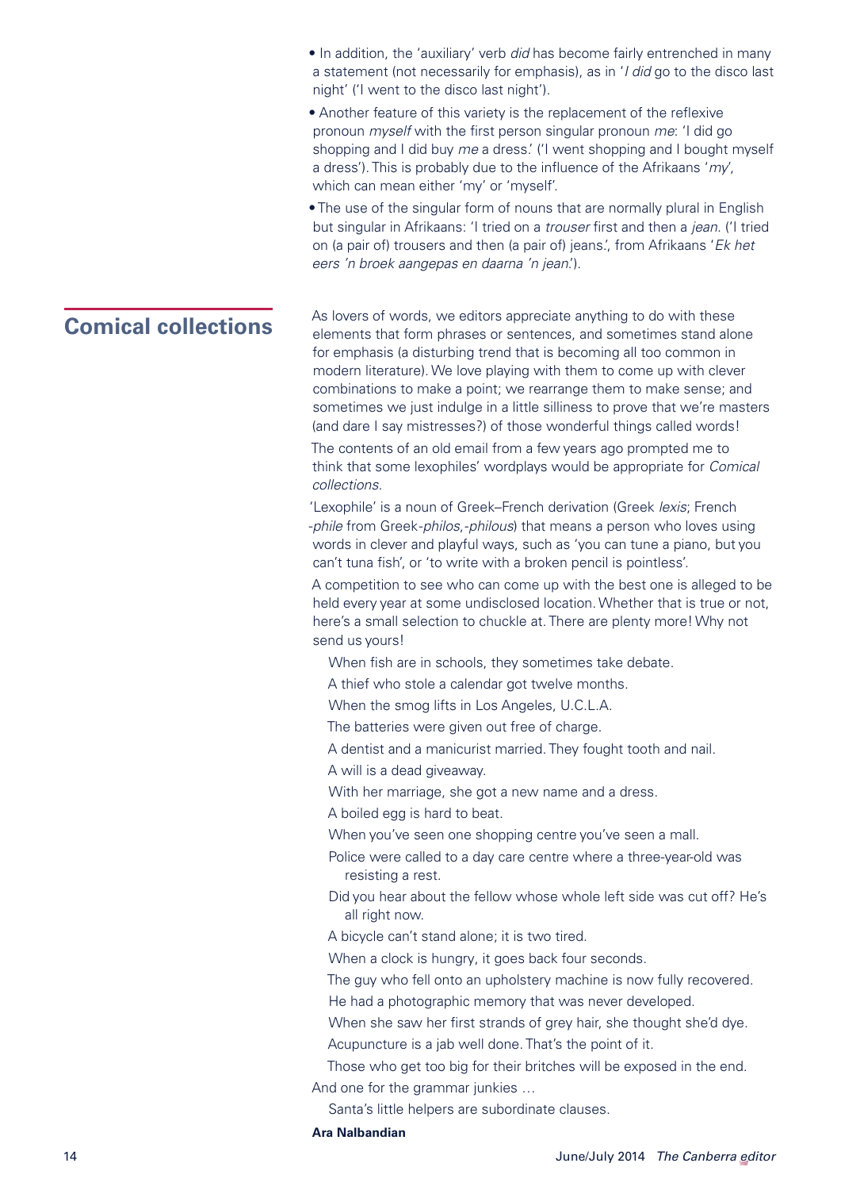- In addition, the 'auxiliary' verb *did* has become fairly entrenched in many a statement (not necessarily for emphasis), as in '*I did* go to the disco last night' ('I went to the disco last night').
- Another feature of this variety is the replacement of the reflexive pronoun *myself* with the first person singular pronoun *me*: 'I did go shopping and I did buy *me* a dress.' ('I went shopping and I bought myself a dress'). This is probably due to the influence of the Afrikaans '*my*', which can mean either 'my' or 'myself'.
- The use of the singular form of nouns that are normally plural in English but singular in Afrikaans: 'I tried on a *trouser* first and then a *jean*. ('I tried on (a pair of) trousers and then (a pair of) jeans.', from Afrikaans '*Ek het eers 'n broek aangepas en daarna 'n jean*.').

## Comical collections

As lovers of words, we editors appreciate anything to do with these elements that form phrases or sentences, and sometimes stand alone for emphasis (a disturbing trend that is becoming all too common in modern literature). We love playing with them to come up with clever combinations to make a point; we rearrange them to make sense; and sometimes we just indulge in a little silliness to prove that we're masters (and dare I say mistresses?) of those wonderful things called words!

The contents of an old email from a few years ago prompted me to think that some lexophiles' wordplays would be appropriate for *Comical collections*.

'Lexophile' is a noun of Greek–French derivation (Greek *lexis*; French *-phile* from Greek *-philos,-philous*) that means a person who loves using words in clever and playful ways, such as 'you can tune a piano, but you can't tuna fish', or 'to write with a broken pencil is pointless'.

A competition to see who can come up with the best one is alleged to be held every year at some undisclosed location. Whether that is true or not, here's a small selection to chuckle at. There are plenty more! Why not send us yours!

When fish are in schools, they sometimes take debate.

A thief who stole a calendar got twelve months.

When the smog lifts in Los Angeles, U.C.L.A.

The batteries were given out free of charge.

A dentist and a manicurist married. They fought tooth and nail.

A will is a dead giveaway.

With her marriage, she got a new name and a dress.

A boiled egg is hard to beat.

When you've seen one shopping centre you've seen a mall.

Police were called to a day care centre where a three-year-old was resisting a rest.

Did you hear about the fellow whose whole left side was cut off? He's all right now.

A bicycle can't stand alone; it is two tired.

When a clock is hungry, it goes back four seconds.

The guy who fell onto an upholstery machine is now fully recovered.

He had a photographic memory that was never developed.

When she saw her first strands of grey hair, she thought she'd dye.

Acupuncture is a jab well done. That's the point of it.

Those who get too big for their britches will be exposed in the end.

And one for the grammar junkies …

Santa's little helpers are subordinate clauses.

**Ara Nalbandian**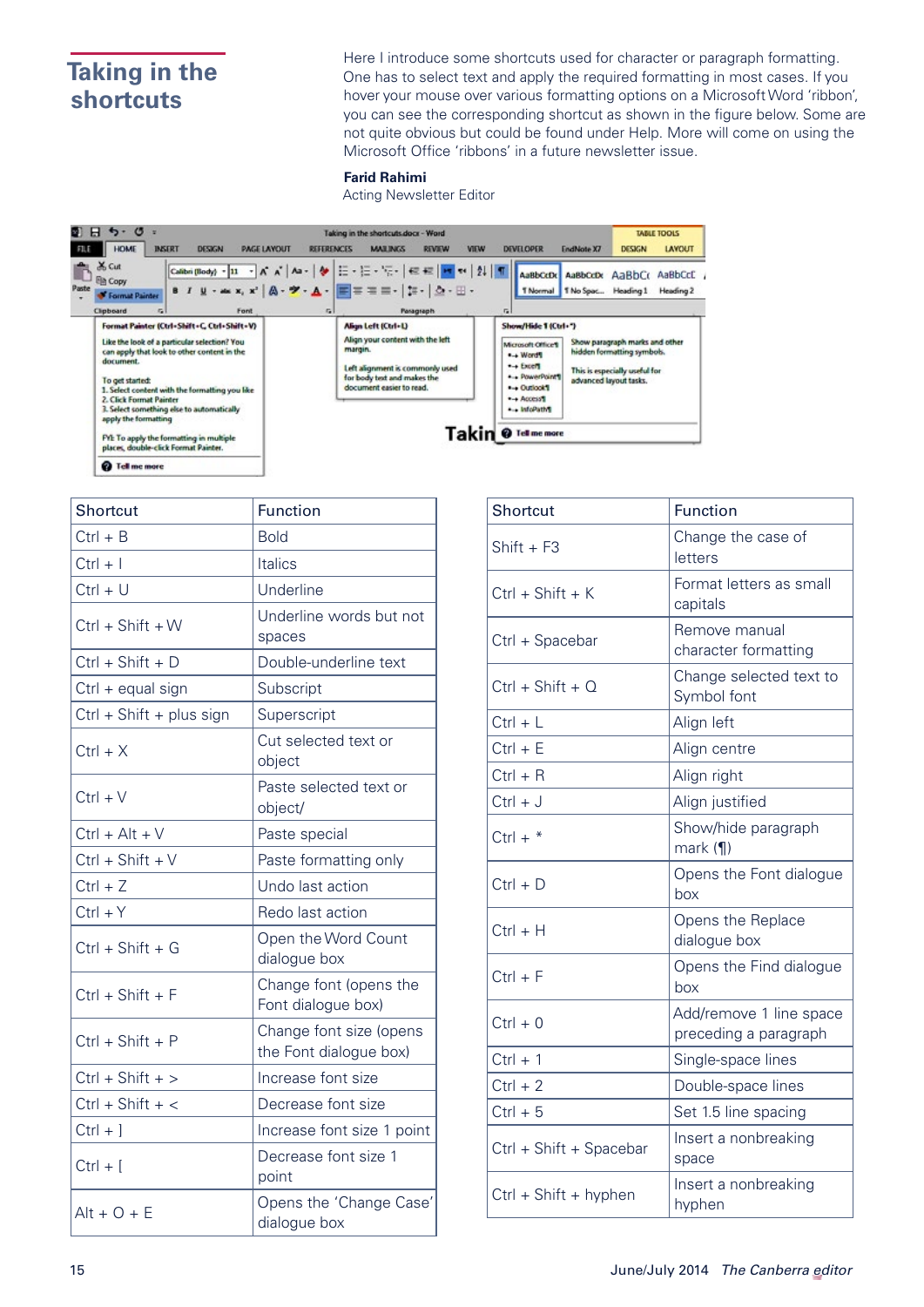# Taking in the shortcuts

Here I introduce some shortcuts used for character or paragraph formatting. One has to select text and apply the required formatting in most cases. If you hover your mouse over various formatting options on a Microsoft Word 'ribbon', you can see the corresponding shortcut as shown in the figure below. Some are not quite obvious but could be found under Help. More will come on using the Microsoft Office 'ribbons' in a future newsletter issue.

**Farid Rahimi**
Acting Newsletter Editor

| Shortcut | Function |
|---|---|
| Ctrl + B | Bold |
| Ctrl + I | Italics |
| Ctrl + U | Underline |
| Ctrl + Shift + W | Underline words but not spaces |
| Ctrl + Shift + D | Double-underline text |
| Ctrl + equal sign | Subscript |
| Ctrl + Shift + plus sign | Superscript |
| Ctrl + X | Cut selected text or object |
| Ctrl + V | Paste selected text or object/ |
| Ctrl + Alt + V | Paste special |
| Ctrl + Shift + V | Paste formatting only |
| Ctrl + Z | Undo last action |
| Ctrl + Y | Redo last action |
| Ctrl + Shift + G | Open the Word Count dialogue box |
| Ctrl + Shift + F | Change font (opens the Font dialogue box) |
| Ctrl + Shift + P | Change font size (opens the Font dialogue box) |
| Ctrl + Shift + > | Increase font size |
| Ctrl + Shift + < | Decrease font size |
| Ctrl + ] | Increase font size 1 point |
| Ctrl + [ | Decrease font size 1 point |
| Alt + O + E | Opens the 'Change Case' dialogue box |

| Shortcut | Function |
|---|---|
| Shift + F3 | Change the case of letters |
| Ctrl + Shift + K | Format letters as small capitals |
| Ctrl + Spacebar | Remove manual character formatting |
| Ctrl + Shift + Q | Change selected text to Symbol font |
| Ctrl + L | Align left |
| Ctrl + E | Align centre |
| Ctrl + R | Align right |
| Ctrl + J | Align justified |
| Ctrl + * | Show/hide paragraph mark (¶) |
| Ctrl + D | Opens the Font dialogue box |
| Ctrl + H | Opens the Replace dialogue box |
| Ctrl + F | Opens the Find dialogue box |
| Ctrl + 0 | Add/remove 1 line space preceding a paragraph |
| Ctrl + 1 | Single-space lines |
| Ctrl + 2 | Double-space lines |
| Ctrl + 5 | Set 1.5 line spacing |
| Ctrl + Shift + Spacebar | Insert a nonbreaking space |
| Ctrl + Shift + hyphen | Insert a nonbreaking hyphen |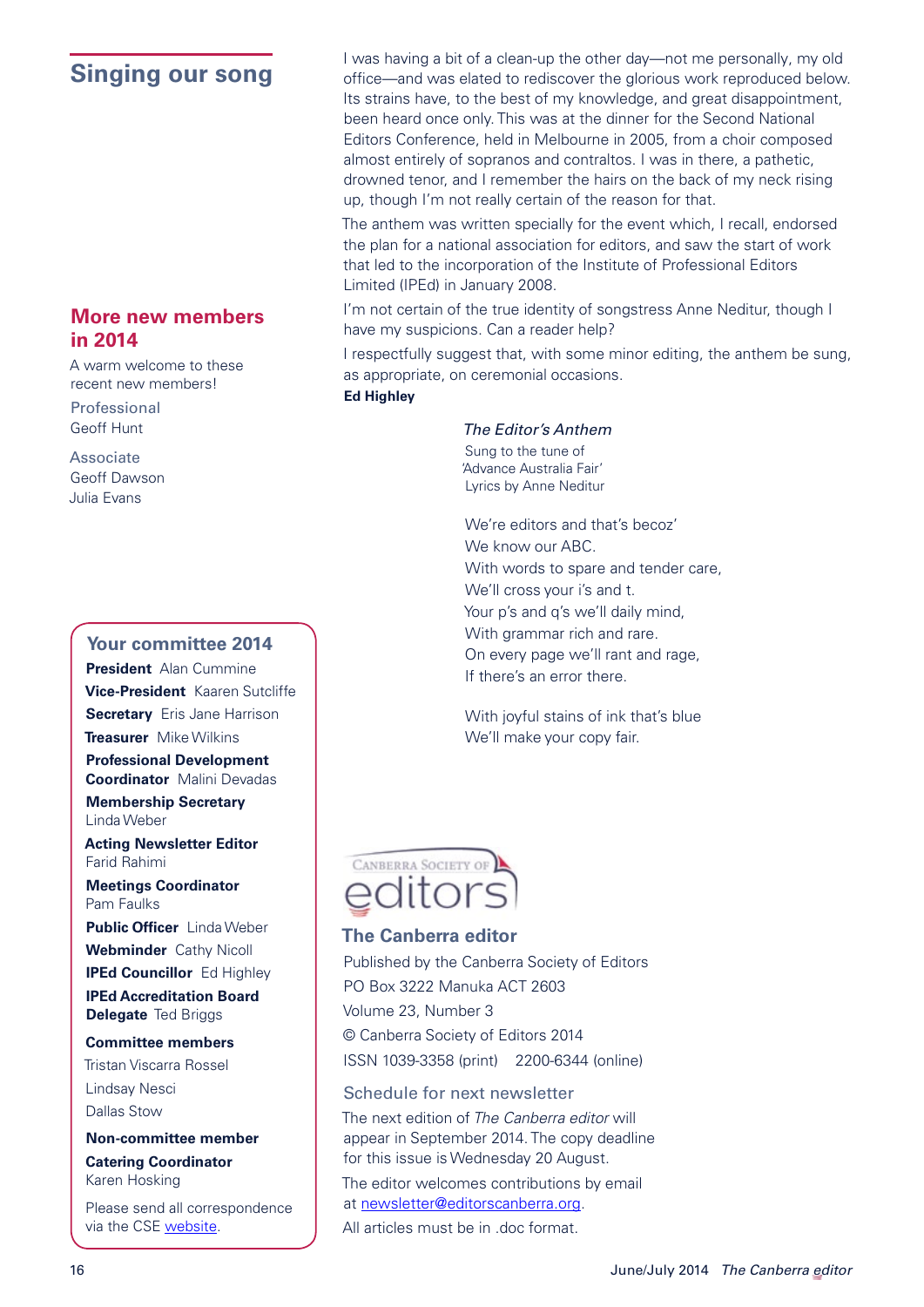## Singing our song

I was having a bit of a clean-up the other day—not me personally, my old office—and was elated to rediscover the glorious work reproduced below. Its strains have, to the best of my knowledge, and great disappointment, been heard once only. This was at the dinner for the Second National Editors Conference, held in Melbourne in 2005, from a choir composed almost entirely of sopranos and contraltos. I was in there, a pathetic, drowned tenor, and I remember the hairs on the back of my neck rising up, though I'm not really certain of the reason for that.

The anthem was written specially for the event which, I recall, endorsed the plan for a national association for editors, and saw the start of work that led to the incorporation of the Institute of Professional Editors Limited (IPEd) in January 2008.

I'm not certain of the true identity of songstress Anne Neditur, though I have my suspicions. Can a reader help?

I respectfully suggest that, with some minor editing, the anthem be sung, as appropriate, on ceremonial occasions.

**Ed Highley**

*The Editor's Anthem*

Sung to the tune of
'Advance Australia Fair'
Lyrics by Anne Neditur

We're editors and that's becoz'
We know our ABC.
With words to spare and tender care,
We'll cross your i's and t.
Your p's and q's we'll daily mind,
With grammar rich and rare.
On every page we'll rant and rage,
If there's an error there.

With joyful stains of ink that's blue
We'll make your copy fair.

## More new members in 2014

A warm welcome to these recent new members!

Professional
Geoff Hunt

Associate
Geoff Dawson
Julia Evans

## Your committee 2014

**President** Alan Cummine
**Vice-President** Kaaren Sutcliffe
**Secretary** Eris Jane Harrison
**Treasurer** Mike Wilkins
**Professional Development Coordinator** Malini Devadas
**Membership Secretary** Linda Weber
**Acting Newsletter Editor** Farid Rahimi
**Meetings Coordinator** Pam Faulks
**Public Officer** Linda Weber
**Webminder** Cathy Nicoll
**IPEd Councillor** Ed Highley
**IPEd Accreditation Board Delegate** Ted Briggs

**Committee members**
Tristan Viscarra Rossel
Lindsay Nesci
Dallas Stow

**Non-committee member**
**Catering Coordinator** Karen Hosking

Please send all correspondence via the CSE website.

Canberra Society of editors

## The Canberra editor

Published by the Canberra Society of Editors
PO Box 3222 Manuka ACT 2603
Volume 23, Number 3
© Canberra Society of Editors 2014
ISSN 1039-3358 (print) 2200-6344 (online)

### Schedule for next newsletter

The next edition of *The Canberra editor* will appear in September 2014. The copy deadline for this issue is Wednesday 20 August.

The editor welcomes contributions by email at newsletter@editorscanberra.org.

All articles must be in .doc format.